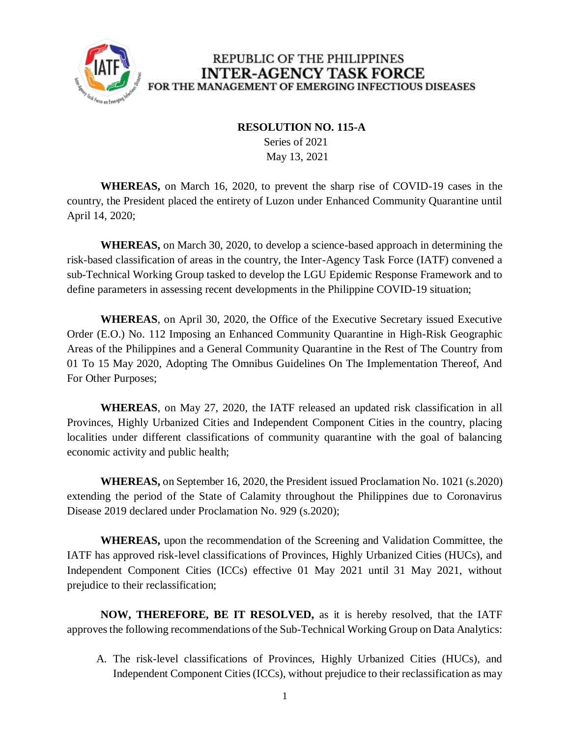REPUBLIC OF THE PHILIPPINES
**INTER-AGENCY TASK FORCE**
FOR THE MANAGEMENT OF EMERGING INFECTIOUS DISEASES

**RESOLUTION NO. 115-A**
Series of 2021
May 13, 2021

**WHEREAS,** on March 16, 2020, to prevent the sharp rise of COVID-19 cases in the country, the President placed the entirety of Luzon under Enhanced Community Quarantine until April 14, 2020;

**WHEREAS,** on March 30, 2020, to develop a science-based approach in determining the risk-based classification of areas in the country, the Inter-Agency Task Force (IATF) convened a sub-Technical Working Group tasked to develop the LGU Epidemic Response Framework and to define parameters in assessing recent developments in the Philippine COVID-19 situation;

**WHEREAS**, on April 30, 2020, the Office of the Executive Secretary issued Executive Order (E.O.) No. 112 Imposing an Enhanced Community Quarantine in High-Risk Geographic Areas of the Philippines and a General Community Quarantine in the Rest of The Country from 01 To 15 May 2020, Adopting The Omnibus Guidelines On The Implementation Thereof, And For Other Purposes;

**WHEREAS**, on May 27, 2020, the IATF released an updated risk classification in all Provinces, Highly Urbanized Cities and Independent Component Cities in the country, placing localities under different classifications of community quarantine with the goal of balancing economic activity and public health;

**WHEREAS,** on September 16, 2020, the President issued Proclamation No. 1021 (s.2020) extending the period of the State of Calamity throughout the Philippines due to Coronavirus Disease 2019 declared under Proclamation No. 929 (s.2020);

**WHEREAS,** upon the recommendation of the Screening and Validation Committee, the IATF has approved risk-level classifications of Provinces, Highly Urbanized Cities (HUCs), and Independent Component Cities (ICCs) effective 01 May 2021 until 31 May 2021, without prejudice to their reclassification;

**NOW, THEREFORE, BE IT RESOLVED,** as it is hereby resolved, that the IATF approves the following recommendations of the Sub-Technical Working Group on Data Analytics:

A. The risk-level classifications of Provinces, Highly Urbanized Cities (HUCs), and Independent Component Cities (ICCs), without prejudice to their reclassification as may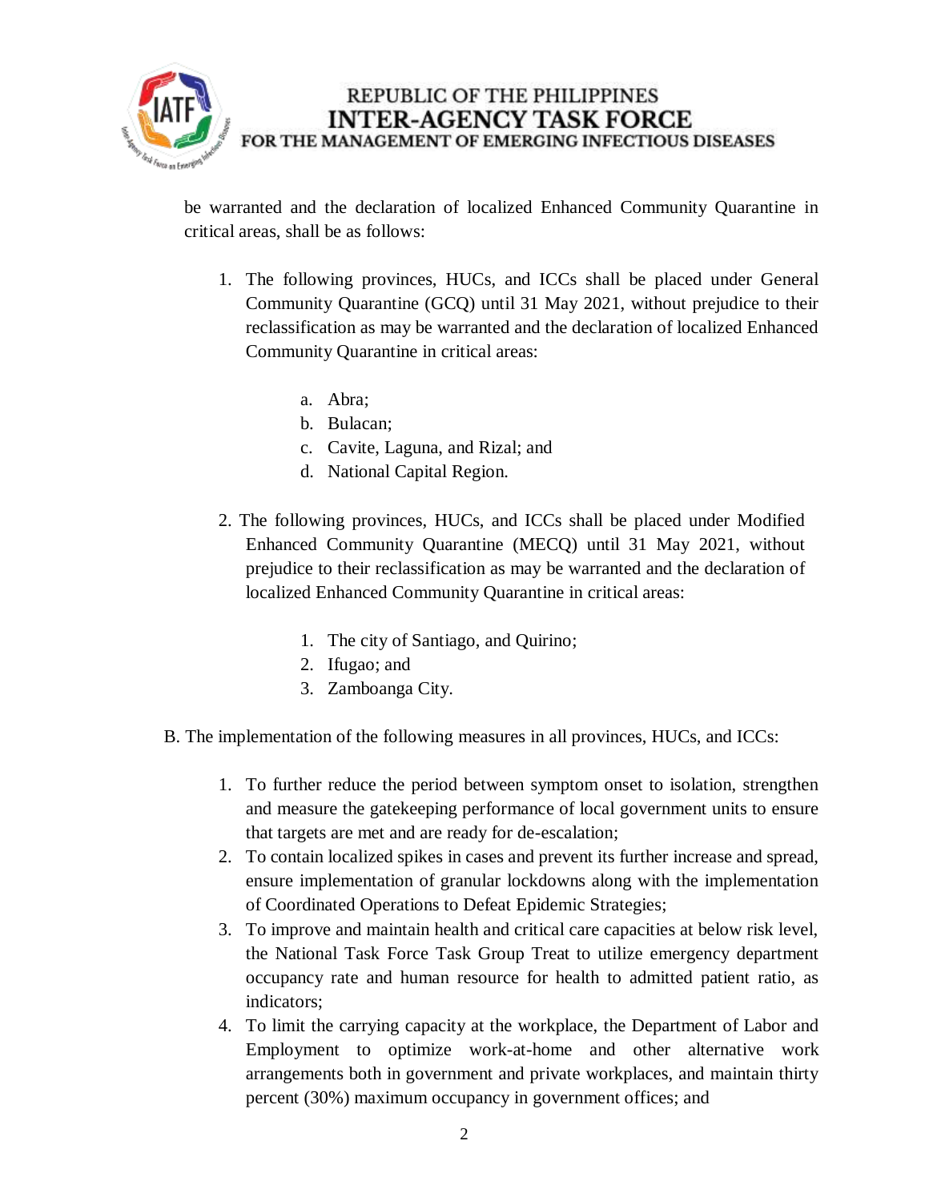be warranted and the declaration of localized Enhanced Community Quarantine in critical areas, shall be as follows:

1. The following provinces, HUCs, and ICCs shall be placed under General Community Quarantine (GCQ) until 31 May 2021, without prejudice to their reclassification as may be warranted and the declaration of localized Enhanced Community Quarantine in critical areas:

    a. Abra;
    b. Bulacan;
    c. Cavite, Laguna, and Rizal; and
    d. National Capital Region.

2. The following provinces, HUCs, and ICCs shall be placed under Modified Enhanced Community Quarantine (MECQ) until 31 May 2021, without prejudice to their reclassification as may be warranted and the declaration of localized Enhanced Community Quarantine in critical areas:

    1. The city of Santiago, and Quirino;
    2. Ifugao; and
    3. Zamboanga City.

B. The implementation of the following measures in all provinces, HUCs, and ICCs:

1. To further reduce the period between symptom onset to isolation, strengthen and measure the gatekeeping performance of local government units to ensure that targets are met and are ready for de-escalation;
2. To contain localized spikes in cases and prevent its further increase and spread, ensure implementation of granular lockdowns along with the implementation of Coordinated Operations to Defeat Epidemic Strategies;
3. To improve and maintain health and critical care capacities at below risk level, the National Task Force Task Group Treat to utilize emergency department occupancy rate and human resource for health to admitted patient ratio, as indicators;
4. To limit the carrying capacity at the workplace, the Department of Labor and Employment to optimize work-at-home and other alternative work arrangements both in government and private workplaces, and maintain thirty percent (30%) maximum occupancy in government offices; and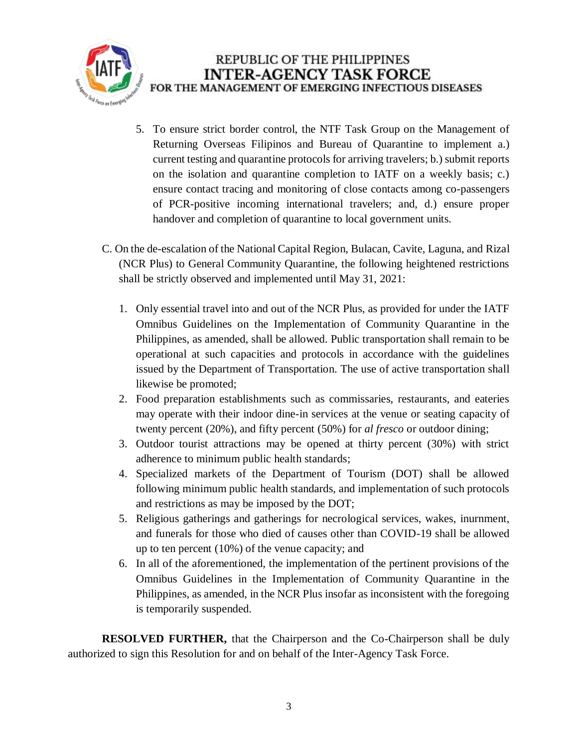5. To ensure strict border control, the NTF Task Group on the Management of Returning Overseas Filipinos and Bureau of Quarantine to implement a.) current testing and quarantine protocols for arriving travelers; b.) submit reports on the isolation and quarantine completion to IATF on a weekly basis; c.) ensure contact tracing and monitoring of close contacts among co-passengers of PCR-positive incoming international travelers; and, d.) ensure proper handover and completion of quarantine to local government units.

C. On the de-escalation of the National Capital Region, Bulacan, Cavite, Laguna, and Rizal (NCR Plus) to General Community Quarantine, the following heightened restrictions shall be strictly observed and implemented until May 31, 2021:

1. Only essential travel into and out of the NCR Plus, as provided for under the IATF Omnibus Guidelines on the Implementation of Community Quarantine in the Philippines, as amended, shall be allowed. Public transportation shall remain to be operational at such capacities and protocols in accordance with the guidelines issued by the Department of Transportation. The use of active transportation shall likewise be promoted;
2. Food preparation establishments such as commissaries, restaurants, and eateries may operate with their indoor dine-in services at the venue or seating capacity of twenty percent (20%), and fifty percent (50%) for *al fresco* or outdoor dining;
3. Outdoor tourist attractions may be opened at thirty percent (30%) with strict adherence to minimum public health standards;
4. Specialized markets of the Department of Tourism (DOT) shall be allowed following minimum public health standards, and implementation of such protocols and restrictions as may be imposed by the DOT;
5. Religious gatherings and gatherings for necrological services, wakes, inurnment, and funerals for those who died of causes other than COVID-19 shall be allowed up to ten percent (10%) of the venue capacity; and
6. In all of the aforementioned, the implementation of the pertinent provisions of the Omnibus Guidelines in the Implementation of Community Quarantine in the Philippines, as amended, in the NCR Plus insofar as inconsistent with the foregoing is temporarily suspended.

**RESOLVED FURTHER,** that the Chairperson and the Co-Chairperson shall be duly authorized to sign this Resolution for and on behalf of the Inter-Agency Task Force.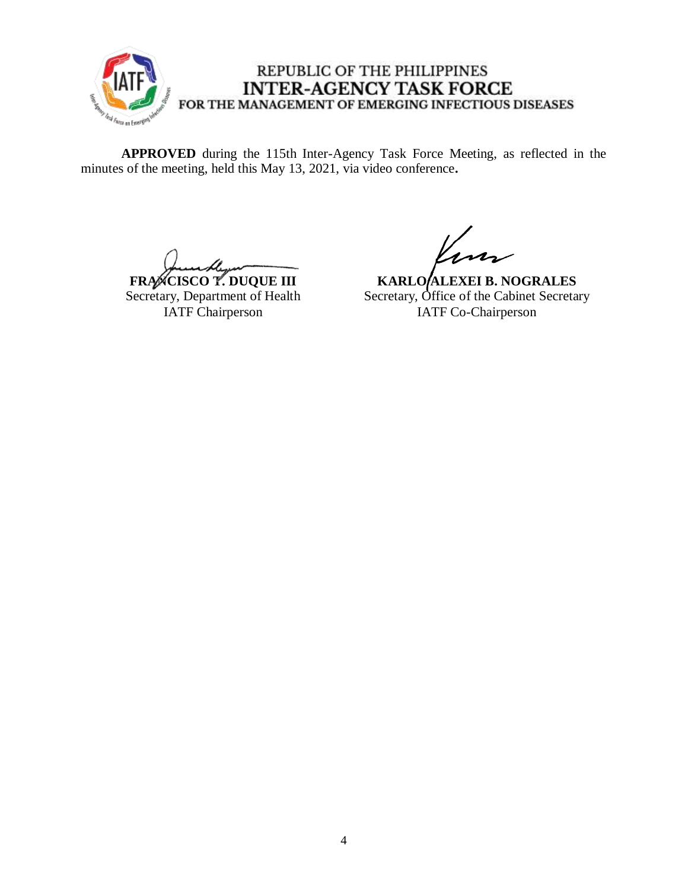REPUBLIC OF THE PHILIPPINES
**INTER-AGENCY TASK FORCE**
FOR THE MANAGEMENT OF EMERGING INFECTIOUS DISEASES

**APPROVED** during the 115th Inter-Agency Task Force Meeting, as reflected in the minutes of the meeting, held this May 13, 2021, via video conference**.**

**FRANCISCO T. DUQUE III**
Secretary, Department of Health
IATF Chairperson

**KARLO ALEXEI B. NOGRALES**
Secretary, Office of the Cabinet Secretary
IATF Co-Chairperson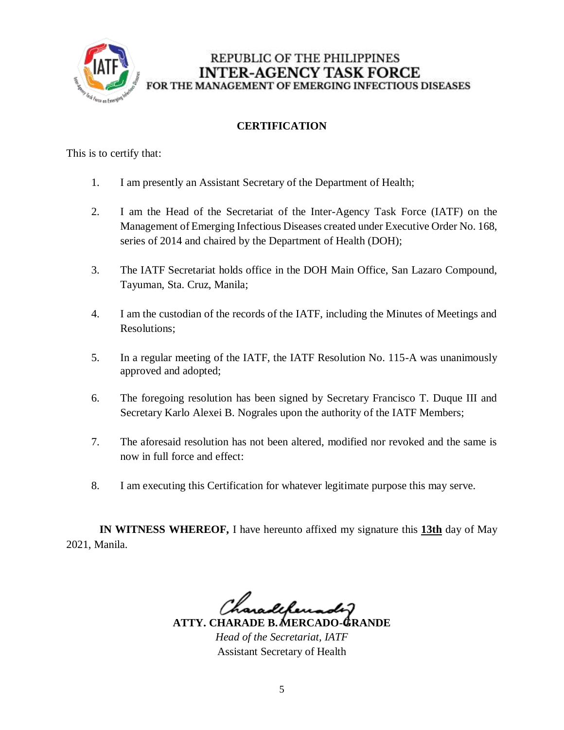REPUBLIC OF THE PHILIPPINES
**INTER-AGENCY TASK FORCE**
FOR THE MANAGEMENT OF EMERGING INFECTIOUS DISEASES

## CERTIFICATION

This is to certify that:

1. I am presently an Assistant Secretary of the Department of Health;

2. I am the Head of the Secretariat of the Inter-Agency Task Force (IATF) on the Management of Emerging Infectious Diseases created under Executive Order No. 168, series of 2014 and chaired by the Department of Health (DOH);

3. The IATF Secretariat holds office in the DOH Main Office, San Lazaro Compound, Tayuman, Sta. Cruz, Manila;

4. I am the custodian of the records of the IATF, including the Minutes of Meetings and Resolutions;

5. In a regular meeting of the IATF, the IATF Resolution No. 115-A was unanimously approved and adopted;

6. The foregoing resolution has been signed by Secretary Francisco T. Duque III and Secretary Karlo Alexei B. Nograles upon the authority of the IATF Members;

7. The aforesaid resolution has not been altered, modified nor revoked and the same is now in full force and effect:

8. I am executing this Certification for whatever legitimate purpose this may serve.

**IN WITNESS WHEREOF,** I have hereunto affixed my signature this **13th** day of May 2021, Manila.

**ATTY. CHARADE B. MERCADO-GRANDE**
*Head of the Secretariat, IATF*
Assistant Secretary of Health